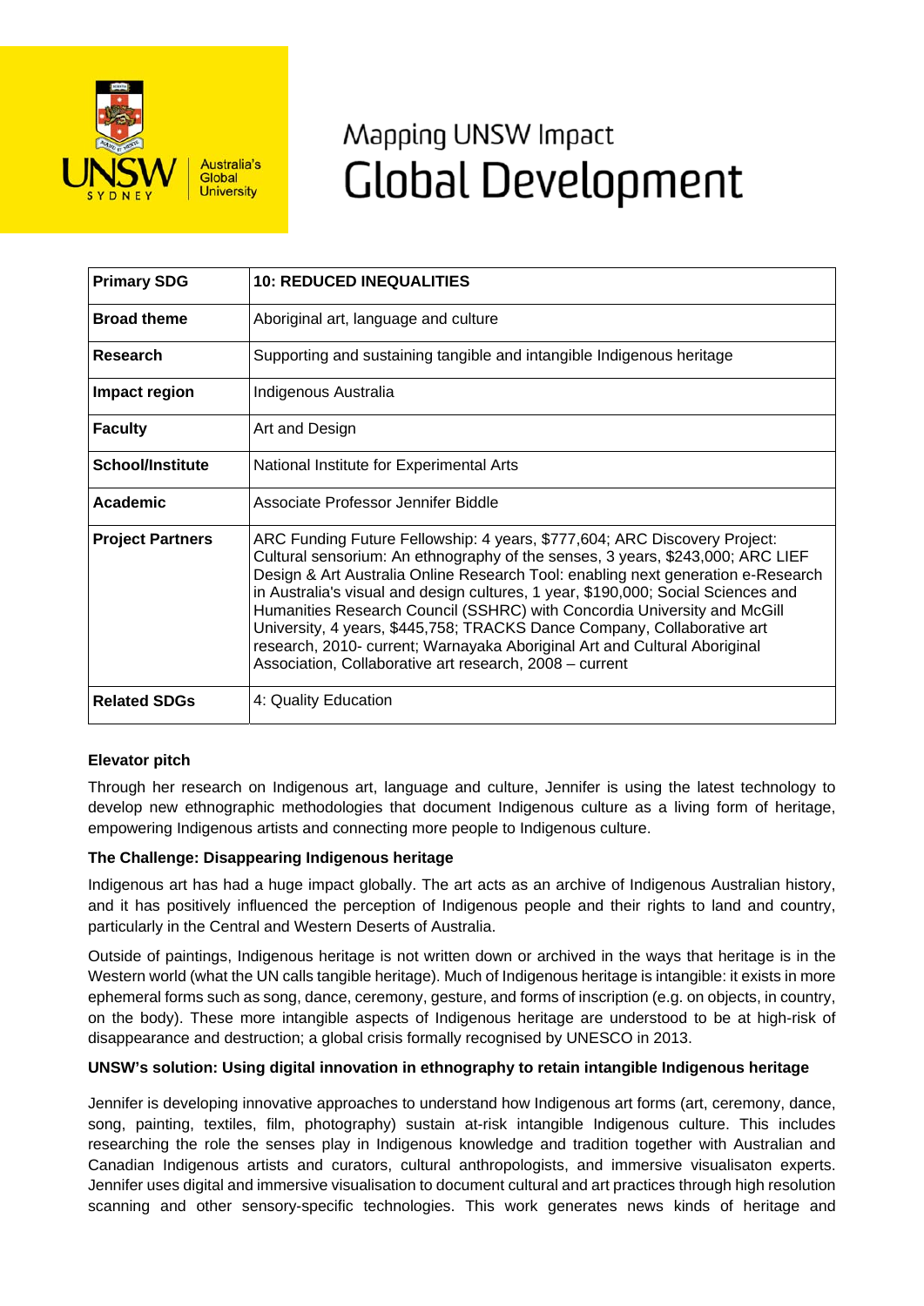UNSW SYDNEY Australia's Global University

# Mapping UNSW Impact
# Global Development

| **Primary SDG** | **10: REDUCED INEQUALITIES** |
|---|---|
| **Broad theme** | Aboriginal art, language and culture |
| **Research** | Supporting and sustaining tangible and intangible Indigenous heritage |
| **Impact region** | Indigenous Australia |
| **Faculty** | Art and Design |
| **School/Institute** | National Institute for Experimental Arts |
| **Academic** | Associate Professor Jennifer Biddle |
| **Project Partners** | ARC Funding Future Fellowship: 4 years, $777,604; ARC Discovery Project: Cultural sensorium: An ethnography of the senses, 3 years, $243,000; ARC LIEF Design & Art Australia Online Research Tool: enabling next generation e-Research in Australia's visual and design cultures, 1 year, $190,000; Social Sciences and Humanities Research Council (SSHRC) with Concordia University and McGill University, 4 years, $445,758; TRACKS Dance Company, Collaborative art research, 2010- current; Warnayaka Aboriginal Art and Cultural Aboriginal Association, Collaborative art research, 2008 – current |
| **Related SDGs** | 4: Quality Education |

**Elevator pitch**

Through her research on Indigenous art, language and culture, Jennifer is using the latest technology to develop new ethnographic methodologies that document Indigenous culture as a living form of heritage, empowering Indigenous artists and connecting more people to Indigenous culture.

**The Challenge: Disappearing Indigenous heritage**

Indigenous art has had a huge impact globally. The art acts as an archive of Indigenous Australian history, and it has positively influenced the perception of Indigenous people and their rights to land and country, particularly in the Central and Western Deserts of Australia.

Outside of paintings, Indigenous heritage is not written down or archived in the ways that heritage is in the Western world (what the UN calls tangible heritage). Much of Indigenous heritage is intangible: it exists in more ephemeral forms such as song, dance, ceremony, gesture, and forms of inscription (e.g. on objects, in country, on the body). These more intangible aspects of Indigenous heritage are understood to be at high-risk of disappearance and destruction; a global crisis formally recognised by UNESCO in 2013.

**UNSW's solution: Using digital innovation in ethnography to retain intangible Indigenous heritage**

Jennifer is developing innovative approaches to understand how Indigenous art forms (art, ceremony, dance, song, painting, textiles, film, photography) sustain at-risk intangible Indigenous culture. This includes researching the role the senses play in Indigenous knowledge and tradition together with Australian and Canadian Indigenous artists and curators, cultural anthropologists, and immersive visualisaton experts. Jennifer uses digital and immersive visualisation to document cultural and art practices through high resolution scanning and other sensory-specific technologies. This work generates news kinds of heritage and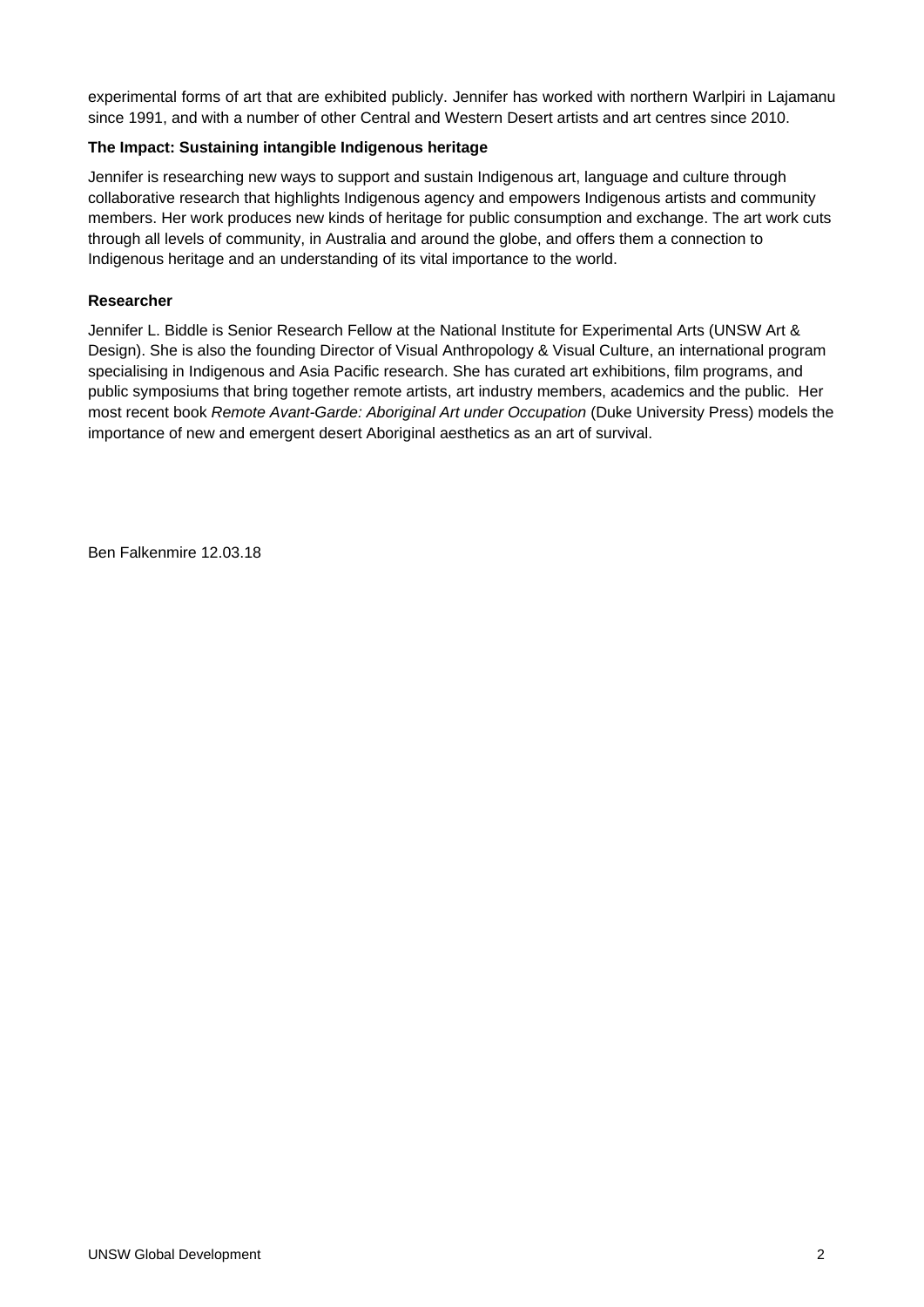experimental forms of art that are exhibited publicly. Jennifer has worked with northern Warlpiri in Lajamanu since 1991, and with a number of other Central and Western Desert artists and art centres since 2010.

**The Impact: Sustaining intangible Indigenous heritage**

Jennifer is researching new ways to support and sustain Indigenous art, language and culture through collaborative research that highlights Indigenous agency and empowers Indigenous artists and community members. Her work produces new kinds of heritage for public consumption and exchange. The art work cuts through all levels of community, in Australia and around the globe, and offers them a connection to Indigenous heritage and an understanding of its vital importance to the world.

**Researcher**

Jennifer L. Biddle is Senior Research Fellow at the National Institute for Experimental Arts (UNSW Art & Design). She is also the founding Director of Visual Anthropology & Visual Culture, an international program specialising in Indigenous and Asia Pacific research. She has curated art exhibitions, film programs, and public symposiums that bring together remote artists, art industry members, academics and the public. Her most recent book *Remote Avant-Garde: Aboriginal Art under Occupation* (Duke University Press) models the importance of new and emergent desert Aboriginal aesthetics as an art of survival.

Ben Falkenmire 12.03.18